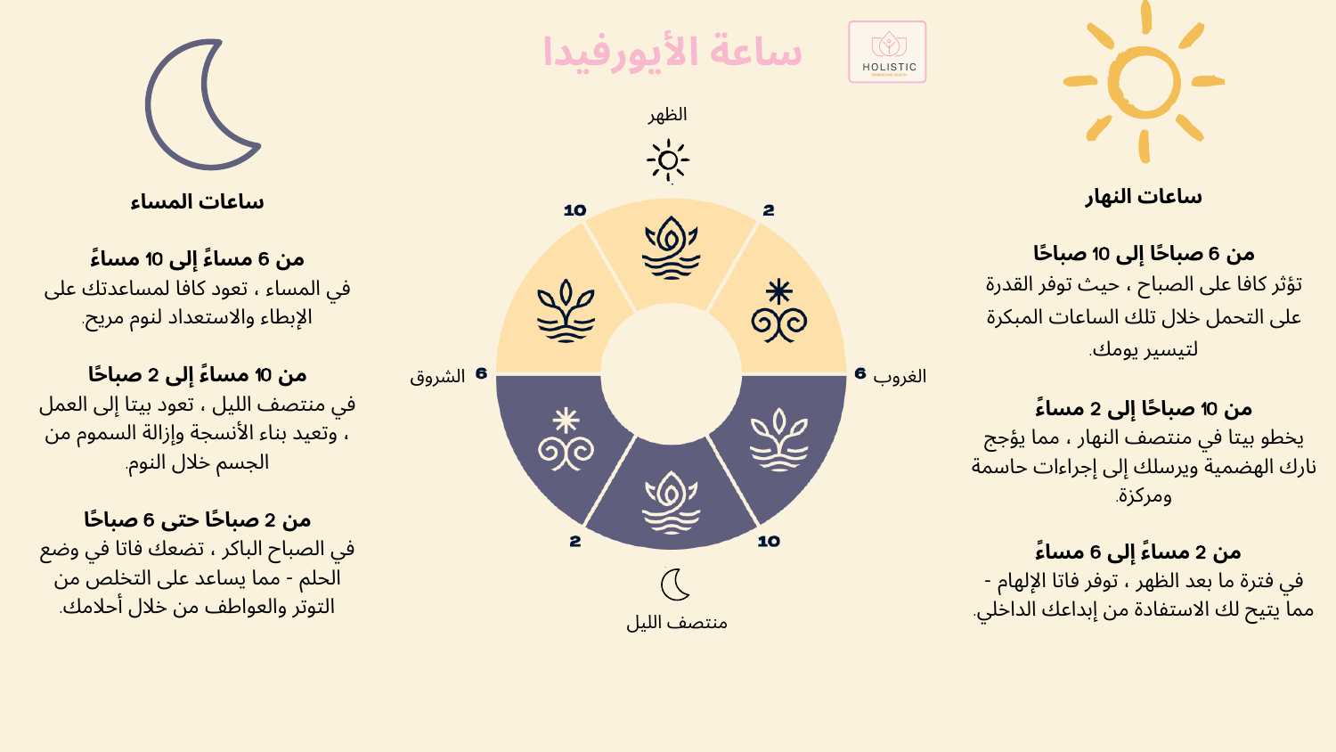# ساعة الأيورفيدا

HOLISTIC

## ساعات النهار

**من 6 صباحًا إلى 10 صباحًا**

تؤثر كافا على الصباح ، حيث توفر القدرة على التحمل خلال تلك الساعات المبكرة لتيسير يومك.

**من 10 صباحًا إلى 2 مساءً**

يخطو بيتا في منتصف النهار ، مما يؤجج نارك الهضمية ويرسلك إلى إجراءات حاسمة ومركزة.

**من 2 مساءً إلى 6 مساءً**

في فترة ما بعد الظهر ، توفر فاتا الإلهام - مما يتيح لك الاستفادة من إبداعك الداخلي.

الظهر

10 · 2

الشروق 6 · 6 الغروب

2 · 10

منتصف الليل

## ساعات المساء

**من 6 مساءً إلى 10 مساءً**

في المساء ، تعود كافا لمساعدتك على الإبطاء والاستعداد لنوم مريح.

**من 10 مساءً إلى 2 صباحًا**

في منتصف الليل ، تعود بيتا إلى العمل ، وتعيد بناء الأنسجة وإزالة السموم من الجسم خلال النوم.

**من 2 صباحًا حتى 6 صباحًا**

في الصباح الباكر ، تضعك فاتا في وضع الحلم - مما يساعد على التخلص من التوتر والعواطف من خلال أحلامك.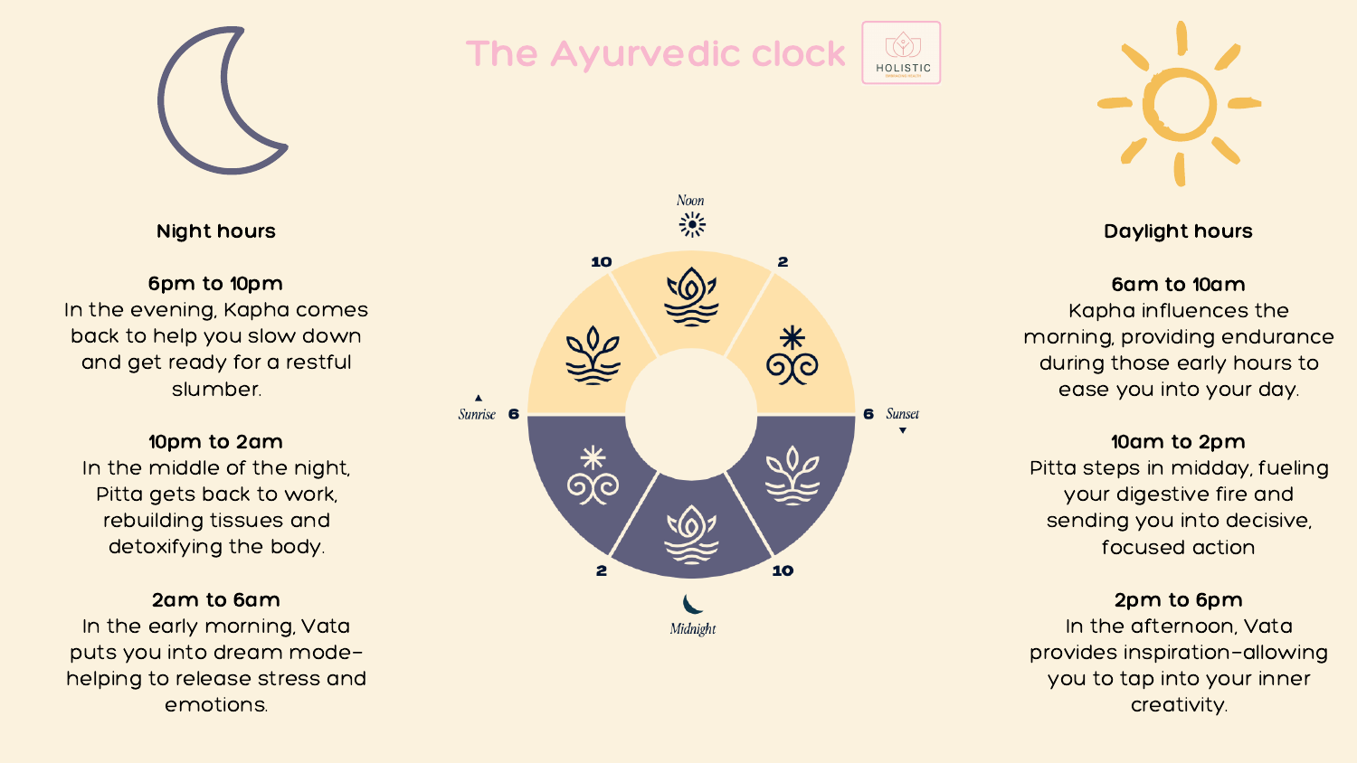# The Ayurvedic clock

HOLISTIC

## Night hours

**6pm to 10pm**
In the evening, Kapha comes back to help you slow down and get ready for a restful slumber.

**10pm to 2am**
In the middle of the night, Pitta gets back to work, rebuilding tissues and detoxifying the body.

**2am to 6am**
In the early morning, Vata puts you into dream mode–helping to release stress and emotions.

Noon

10

2

Sunrise 6

6 Sunset

2

10

Midnight

## Daylight hours

**6am to 10am**
Kapha influences the morning, providing endurance during those early hours to ease you into your day.

**10am to 2pm**
Pitta steps in midday, fueling your digestive fire and sending you into decisive, focused action

**2pm to 6pm**
In the afternoon, Vata provides inspiration–allowing you to tap into your inner creativity.